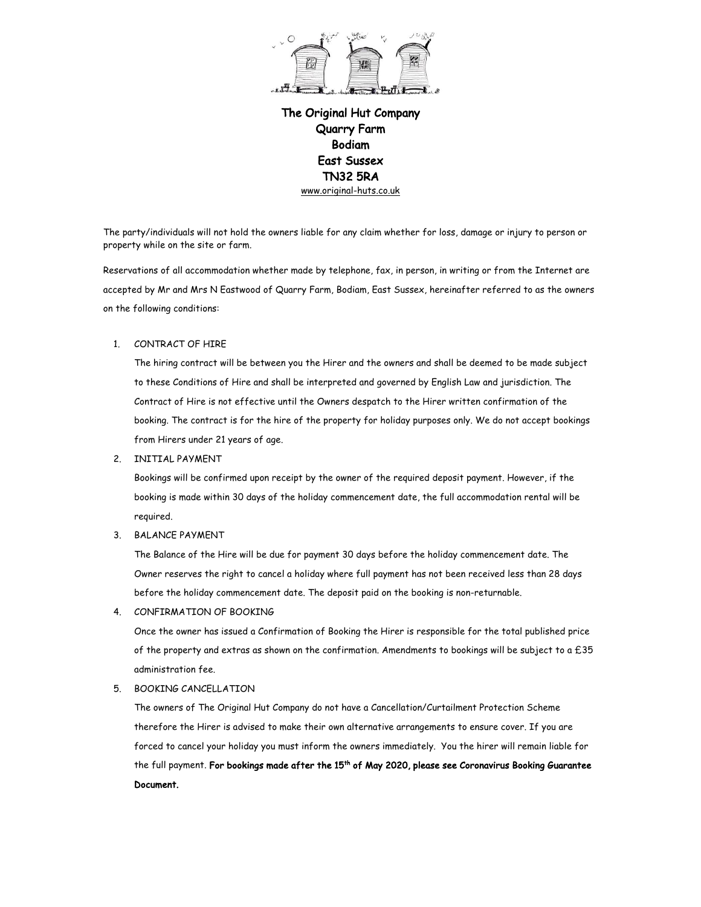**The Original Hut Company**
**Quarry Farm**
**Bodiam**
**East Sussex**
**TN32 5RA**
www.original-huts.co.uk

The party/individuals will not hold the owners liable for any claim whether for loss, damage or injury to person or property while on the site or farm.

Reservations of all accommodation whether made by telephone, fax, in person, in writing or from the Internet are accepted by Mr and Mrs N Eastwood of Quarry Farm, Bodiam, East Sussex, hereinafter referred to as the owners on the following conditions:

1. CONTRACT OF HIRE

   The hiring contract will be between you the Hirer and the owners and shall be deemed to be made subject to these Conditions of Hire and shall be interpreted and governed by English Law and jurisdiction. The Contract of Hire is not effective until the Owners despatch to the Hirer written confirmation of the booking. The contract is for the hire of the property for holiday purposes only. We do not accept bookings from Hirers under 21 years of age.

2. INITIAL PAYMENT

   Bookings will be confirmed upon receipt by the owner of the required deposit payment. However, if the booking is made within 30 days of the holiday commencement date, the full accommodation rental will be required.

3. BALANCE PAYMENT

   The Balance of the Hire will be due for payment 30 days before the holiday commencement date. The Owner reserves the right to cancel a holiday where full payment has not been received less than 28 days before the holiday commencement date. The deposit paid on the booking is non-returnable.

4. CONFIRMATION OF BOOKING

   Once the owner has issued a Confirmation of Booking the Hirer is responsible for the total published price of the property and extras as shown on the confirmation. Amendments to bookings will be subject to a £35 administration fee.

5. BOOKING CANCELLATION

   The owners of The Original Hut Company do not have a Cancellation/Curtailment Protection Scheme therefore the Hirer is advised to make their own alternative arrangements to ensure cover. If you are forced to cancel your holiday you must inform the owners immediately. You the hirer will remain liable for the full payment. **For bookings made after the 15th of May 2020, please see Coronavirus Booking Guarantee Document.**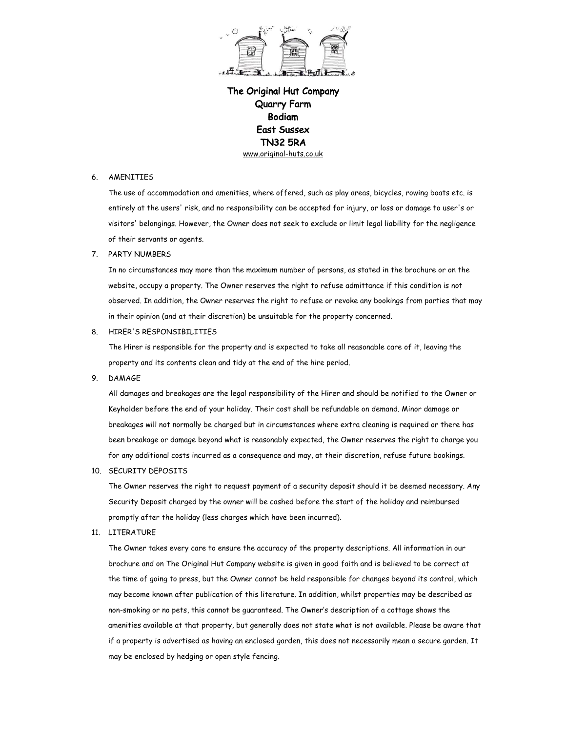**The Original Hut Company**
**Quarry Farm**
**Bodiam**
**East Sussex**
**TN32 5RA**
www.original-huts.co.uk

6. AMENITIES

   The use of accommodation and amenities, where offered, such as play areas, bicycles, rowing boats etc. is entirely at the users' risk, and no responsibility can be accepted for injury, or loss or damage to user's or visitors' belongings. However, the Owner does not seek to exclude or limit legal liability for the negligence of their servants or agents.

7. PARTY NUMBERS

   In no circumstances may more than the maximum number of persons, as stated in the brochure or on the website, occupy a property. The Owner reserves the right to refuse admittance if this condition is not observed. In addition, the Owner reserves the right to refuse or revoke any bookings from parties that may in their opinion (and at their discretion) be unsuitable for the property concerned.

8. HIRER'S RESPONSIBILITIES

   The Hirer is responsible for the property and is expected to take all reasonable care of it, leaving the property and its contents clean and tidy at the end of the hire period.

9. DAMAGE

   All damages and breakages are the legal responsibility of the Hirer and should be notified to the Owner or Keyholder before the end of your holiday. Their cost shall be refundable on demand. Minor damage or breakages will not normally be charged but in circumstances where extra cleaning is required or there has been breakage or damage beyond what is reasonably expected, the Owner reserves the right to charge you for any additional costs incurred as a consequence and may, at their discretion, refuse future bookings.

10. SECURITY DEPOSITS

    The Owner reserves the right to request payment of a security deposit should it be deemed necessary. Any Security Deposit charged by the owner will be cashed before the start of the holiday and reimbursed promptly after the holiday (less charges which have been incurred).

11. LITERATURE

    The Owner takes every care to ensure the accuracy of the property descriptions. All information in our brochure and on The Original Hut Company website is given in good faith and is believed to be correct at the time of going to press, but the Owner cannot be held responsible for changes beyond its control, which may become known after publication of this literature. In addition, whilst properties may be described as non-smoking or no pets, this cannot be guaranteed. The Owner's description of a cottage shows the amenities available at that property, but generally does not state what is not available. Please be aware that if a property is advertised as having an enclosed garden, this does not necessarily mean a secure garden. It may be enclosed by hedging or open style fencing.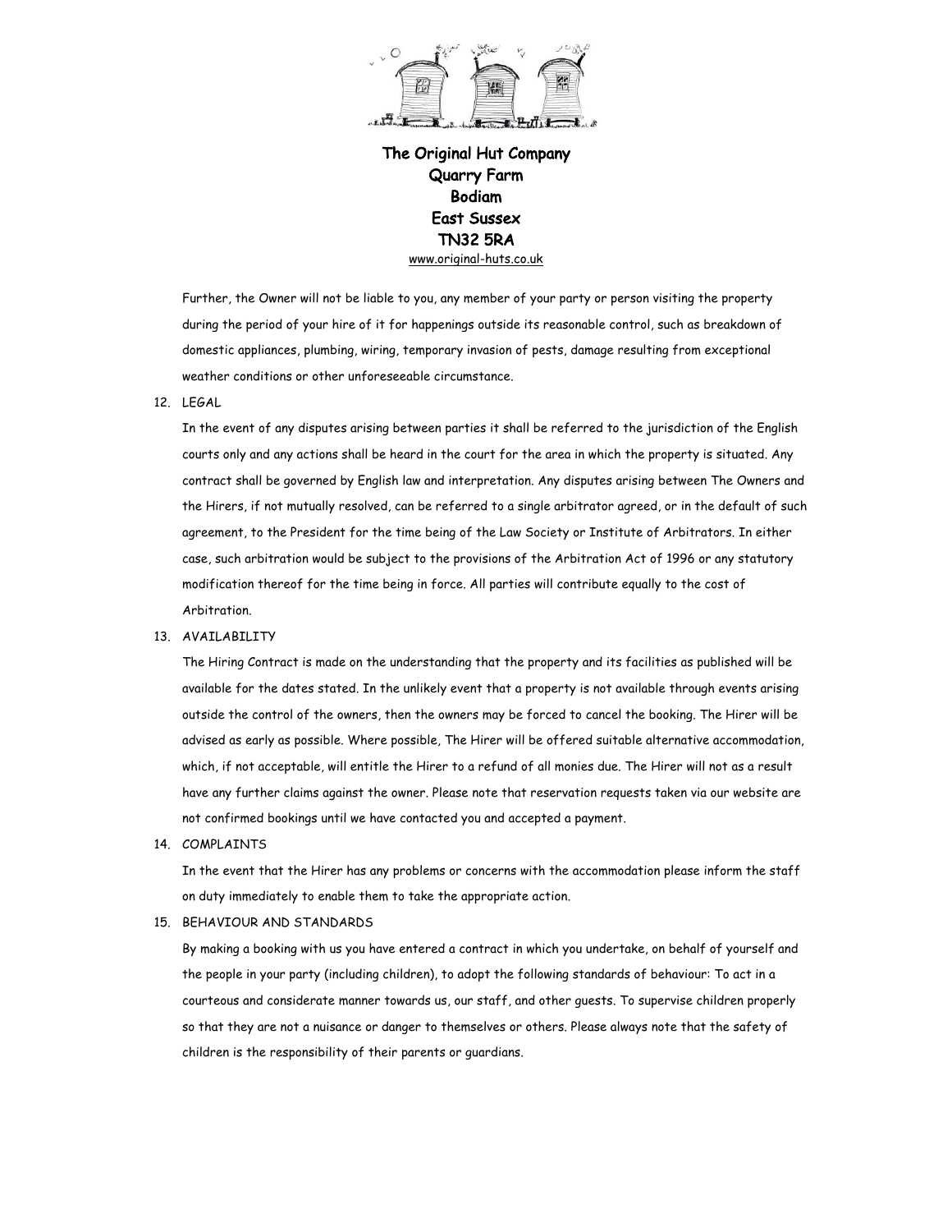The Original Hut Company
Quarry Farm
Bodiam
East Sussex
TN32 5RA
www.original-huts.co.uk

Further, the Owner will not be liable to you, any member of your party or person visiting the property during the period of your hire of it for happenings outside its reasonable control, such as breakdown of domestic appliances, plumbing, wiring, temporary invasion of pests, damage resulting from exceptional weather conditions or other unforeseeable circumstance.

12. LEGAL

    In the event of any disputes arising between parties it shall be referred to the jurisdiction of the English courts only and any actions shall be heard in the court for the area in which the property is situated. Any contract shall be governed by English law and interpretation. Any disputes arising between The Owners and the Hirers, if not mutually resolved, can be referred to a single arbitrator agreed, or in the default of such agreement, to the President for the time being of the Law Society or Institute of Arbitrators. In either case, such arbitration would be subject to the provisions of the Arbitration Act of 1996 or any statutory modification thereof for the time being in force. All parties will contribute equally to the cost of Arbitration.

13. AVAILABILITY

    The Hiring Contract is made on the understanding that the property and its facilities as published will be available for the dates stated. In the unlikely event that a property is not available through events arising outside the control of the owners, then the owners may be forced to cancel the booking. The Hirer will be advised as early as possible. Where possible, The Hirer will be offered suitable alternative accommodation, which, if not acceptable, will entitle the Hirer to a refund of all monies due. The Hirer will not as a result have any further claims against the owner. Please note that reservation requests taken via our website are not confirmed bookings until we have contacted you and accepted a payment.

14. COMPLAINTS

    In the event that the Hirer has any problems or concerns with the accommodation please inform the staff on duty immediately to enable them to take the appropriate action.

15. BEHAVIOUR AND STANDARDS

    By making a booking with us you have entered a contract in which you undertake, on behalf of yourself and the people in your party (including children), to adopt the following standards of behaviour: To act in a courteous and considerate manner towards us, our staff, and other guests. To supervise children properly so that they are not a nuisance or danger to themselves or others. Please always note that the safety of children is the responsibility of their parents or guardians.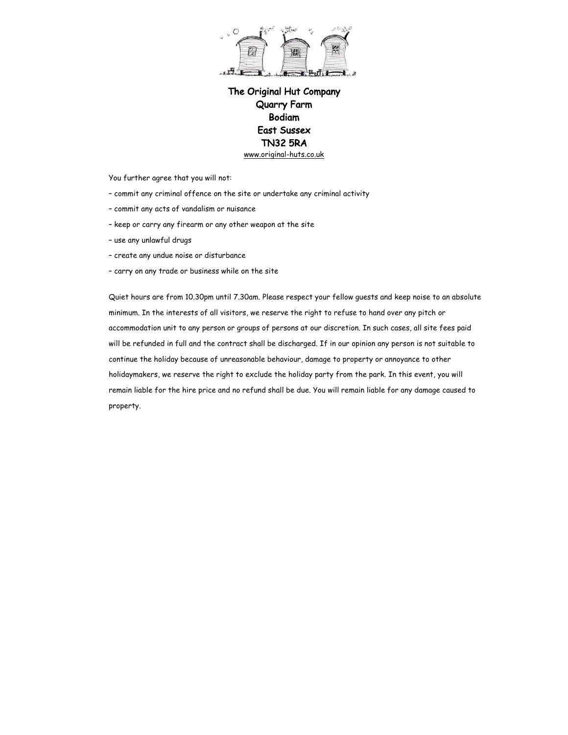**The Original Hut Company**
**Quarry Farm**
**Bodiam**
**East Sussex**
**TN32 5RA**
www.original-huts.co.uk

You further agree that you will not:

– commit any criminal offence on the site or undertake any criminal activity

– commit any acts of vandalism or nuisance

– keep or carry any firearm or any other weapon at the site

– use any unlawful drugs

– create any undue noise or disturbance

– carry on any trade or business while on the site

Quiet hours are from 10.30pm until 7.30am. Please respect your fellow guests and keep noise to an absolute minimum. In the interests of all visitors, we reserve the right to refuse to hand over any pitch or accommodation unit to any person or groups of persons at our discretion. In such cases, all site fees paid will be refunded in full and the contract shall be discharged. If in our opinion any person is not suitable to continue the holiday because of unreasonable behaviour, damage to property or annoyance to other holidaymakers, we reserve the right to exclude the holiday party from the park. In this event, you will remain liable for the hire price and no refund shall be due. You will remain liable for any damage caused to property.